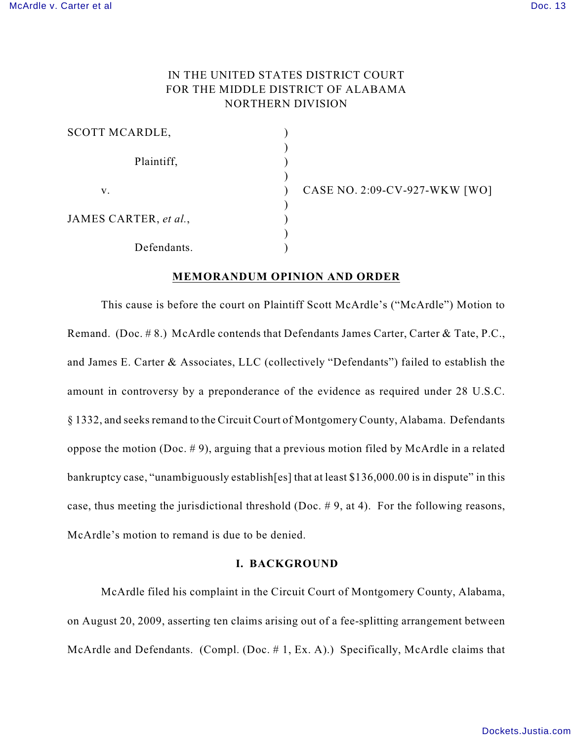IN THE UNITED STATES DISTRICT COURT
FOR THE MIDDLE DISTRICT OF ALABAMA
NORTHERN DIVISION

| | | |
|---|---|---|
| SCOTT MCARDLE, | ) | |
| | ) | |
| Plaintiff, | ) | |
| | ) | |
| v. | ) | CASE NO. 2:09-CV-927-WKW [WO] |
| | ) | |
| JAMES CARTER, *et al.*, | ) | |
| | ) | |
| Defendants. | ) | |

**MEMORANDUM OPINION AND ORDER**

This cause is before the court on Plaintiff Scott McArdle's ("McArdle") Motion to Remand. (Doc. # 8.) McArdle contends that Defendants James Carter, Carter & Tate, P.C., and James E. Carter & Associates, LLC (collectively "Defendants") failed to establish the amount in controversy by a preponderance of the evidence as required under 28 U.S.C. § 1332, and seeks remand to the Circuit Court of Montgomery County, Alabama. Defendants oppose the motion (Doc. # 9), arguing that a previous motion filed by McArdle in a related bankruptcy case, "unambiguously establish[es] that at least $136,000.00 is in dispute" in this case, thus meeting the jurisdictional threshold (Doc. # 9, at 4). For the following reasons, McArdle's motion to remand is due to be denied.

**I. BACKGROUND**

McArdle filed his complaint in the Circuit Court of Montgomery County, Alabama, on August 20, 2009, asserting ten claims arising out of a fee-splitting arrangement between McArdle and Defendants. (Compl. (Doc. # 1, Ex. A).) Specifically, McArdle claims that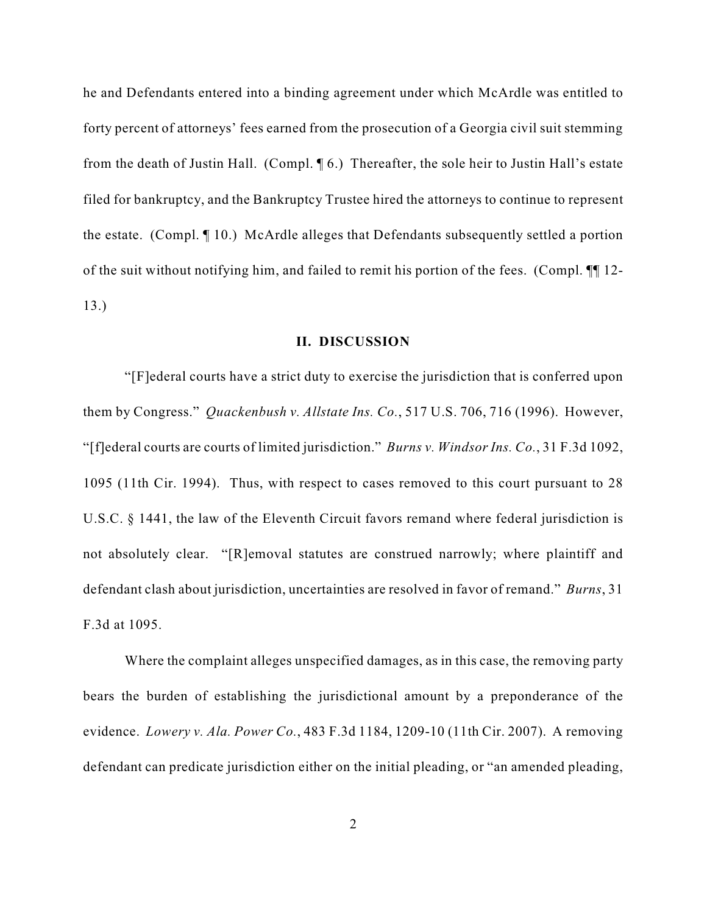he and Defendants entered into a binding agreement under which McArdle was entitled to forty percent of attorneys' fees earned from the prosecution of a Georgia civil suit stemming from the death of Justin Hall. (Compl. ¶ 6.) Thereafter, the sole heir to Justin Hall's estate filed for bankruptcy, and the Bankruptcy Trustee hired the attorneys to continue to represent the estate. (Compl. ¶ 10.) McArdle alleges that Defendants subsequently settled a portion of the suit without notifying him, and failed to remit his portion of the fees. (Compl. ¶¶ 12-13.)

## II. DISCUSSION

"[F]ederal courts have a strict duty to exercise the jurisdiction that is conferred upon them by Congress." *Quackenbush v. Allstate Ins. Co.*, 517 U.S. 706, 716 (1996). However, "[f]ederal courts are courts of limited jurisdiction." *Burns v. Windsor Ins. Co.*, 31 F.3d 1092, 1095 (11th Cir. 1994). Thus, with respect to cases removed to this court pursuant to 28 U.S.C. § 1441, the law of the Eleventh Circuit favors remand where federal jurisdiction is not absolutely clear. "[R]emoval statutes are construed narrowly; where plaintiff and defendant clash about jurisdiction, uncertainties are resolved in favor of remand." *Burns*, 31 F.3d at 1095.

Where the complaint alleges unspecified damages, as in this case, the removing party bears the burden of establishing the jurisdictional amount by a preponderance of the evidence. *Lowery v. Ala. Power Co.*, 483 F.3d 1184, 1209-10 (11th Cir. 2007). A removing defendant can predicate jurisdiction either on the initial pleading, or "an amended pleading,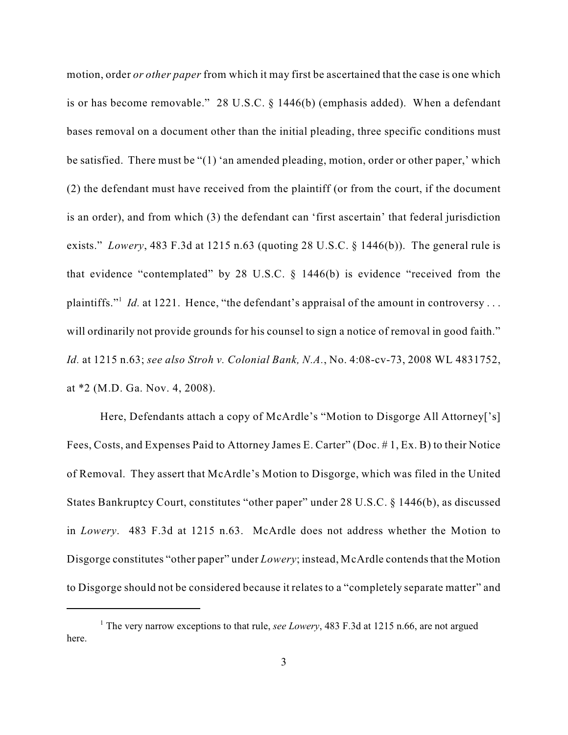motion, order *or other paper* from which it may first be ascertained that the case is one which is or has become removable." 28 U.S.C. § 1446(b) (emphasis added). When a defendant bases removal on a document other than the initial pleading, three specific conditions must be satisfied. There must be "(1) 'an amended pleading, motion, order or other paper,' which (2) the defendant must have received from the plaintiff (or from the court, if the document is an order), and from which (3) the defendant can 'first ascertain' that federal jurisdiction exists." *Lowery*, 483 F.3d at 1215 n.63 (quoting 28 U.S.C. § 1446(b)). The general rule is that evidence "contemplated" by 28 U.S.C. § 1446(b) is evidence "received from the plaintiffs."[1] *Id.* at 1221. Hence, "the defendant's appraisal of the amount in controversy . . . will ordinarily not provide grounds for his counsel to sign a notice of removal in good faith." *Id.* at 1215 n.63; *see also Stroh v. Colonial Bank, N.A.*, No. 4:08-cv-73, 2008 WL 4831752, at *2 (M.D. Ga. Nov. 4, 2008).

Here, Defendants attach a copy of McArdle's "Motion to Disgorge All Attorney['s] Fees, Costs, and Expenses Paid to Attorney James E. Carter" (Doc. # 1, Ex. B) to their Notice of Removal. They assert that McArdle's Motion to Disgorge, which was filed in the United States Bankruptcy Court, constitutes "other paper" under 28 U.S.C. § 1446(b), as discussed in *Lowery*. 483 F.3d at 1215 n.63. McArdle does not address whether the Motion to Disgorge constitutes "other paper" under *Lowery*; instead, McArdle contends that the Motion to Disgorge should not be considered because it relates to a "completely separate matter" and

[1] The very narrow exceptions to that rule, *see Lowery*, 483 F.3d at 1215 n.66, are not argued here.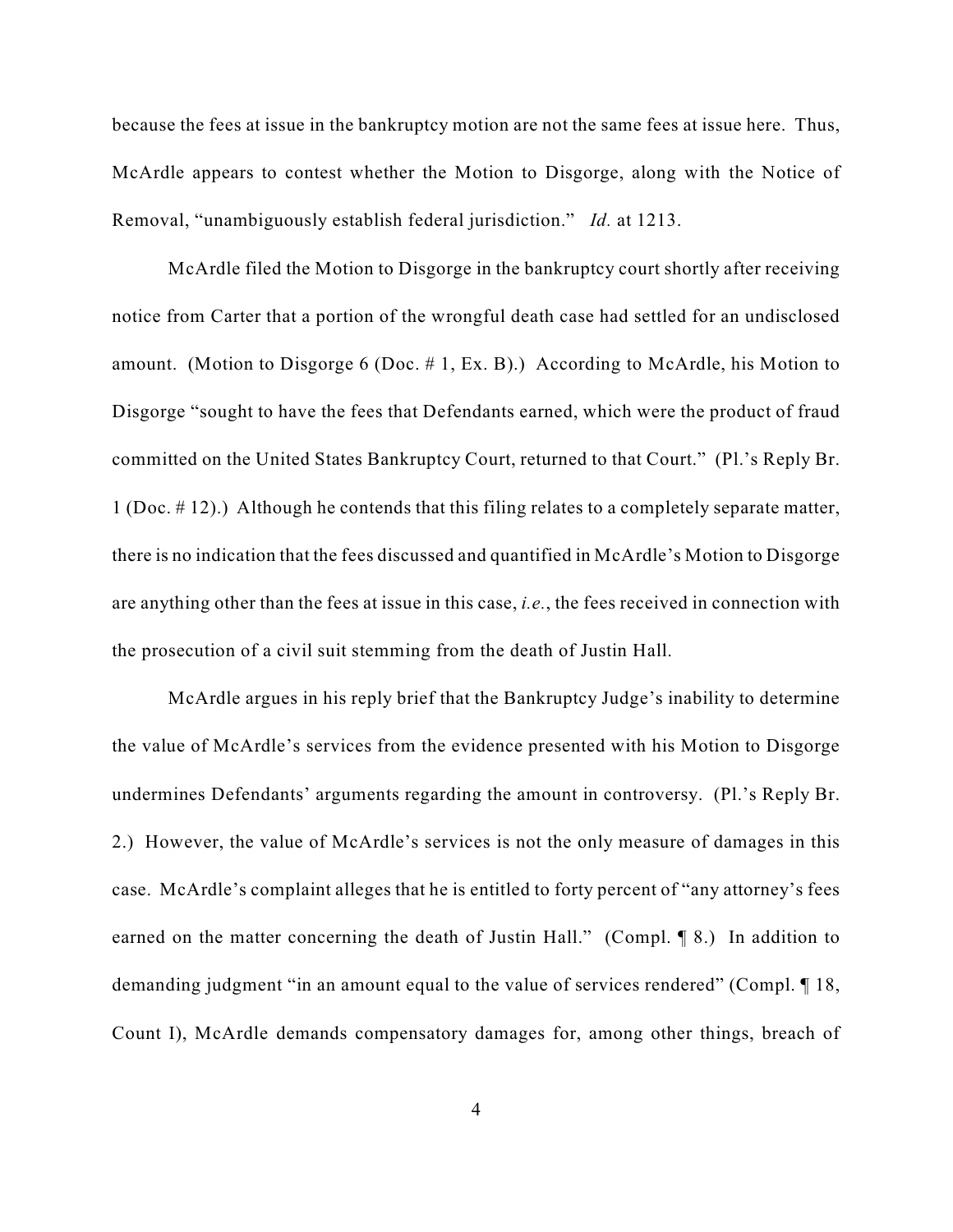because the fees at issue in the bankruptcy motion are not the same fees at issue here. Thus, McArdle appears to contest whether the Motion to Disgorge, along with the Notice of Removal, "unambiguously establish federal jurisdiction." *Id.* at 1213.

McArdle filed the Motion to Disgorge in the bankruptcy court shortly after receiving notice from Carter that a portion of the wrongful death case had settled for an undisclosed amount. (Motion to Disgorge 6 (Doc. # 1, Ex. B).) According to McArdle, his Motion to Disgorge "sought to have the fees that Defendants earned, which were the product of fraud committed on the United States Bankruptcy Court, returned to that Court." (Pl.'s Reply Br. 1 (Doc. # 12).) Although he contends that this filing relates to a completely separate matter, there is no indication that the fees discussed and quantified in McArdle's Motion to Disgorge are anything other than the fees at issue in this case, *i.e.*, the fees received in connection with the prosecution of a civil suit stemming from the death of Justin Hall.

McArdle argues in his reply brief that the Bankruptcy Judge's inability to determine the value of McArdle's services from the evidence presented with his Motion to Disgorge undermines Defendants' arguments regarding the amount in controversy. (Pl.'s Reply Br. 2.) However, the value of McArdle's services is not the only measure of damages in this case. McArdle's complaint alleges that he is entitled to forty percent of "any attorney's fees earned on the matter concerning the death of Justin Hall." (Compl. ¶ 8.) In addition to demanding judgment "in an amount equal to the value of services rendered" (Compl. ¶ 18, Count I), McArdle demands compensatory damages for, among other things, breach of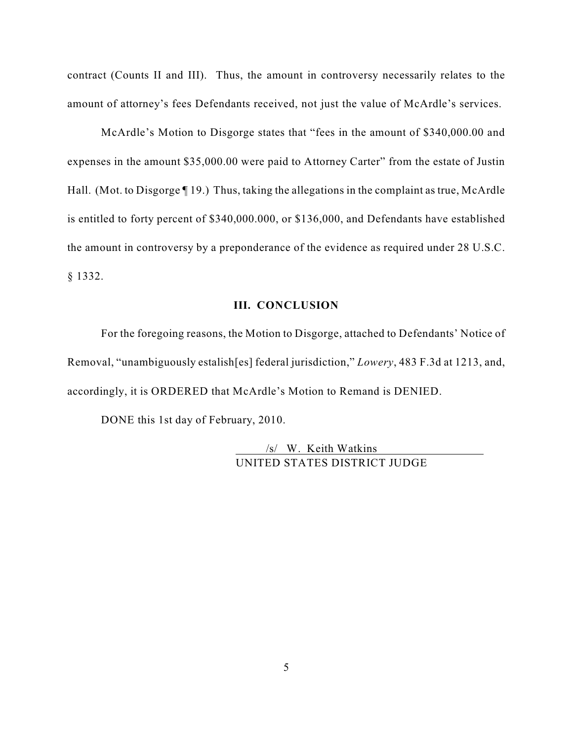contract (Counts II and III). Thus, the amount in controversy necessarily relates to the amount of attorney's fees Defendants received, not just the value of McArdle's services.

McArdle's Motion to Disgorge states that "fees in the amount of $340,000.00 and expenses in the amount $35,000.00 were paid to Attorney Carter" from the estate of Justin Hall. (Mot. to Disgorge ¶ 19.) Thus, taking the allegations in the complaint as true, McArdle is entitled to forty percent of $340,000.000, or $136,000, and Defendants have established the amount in controversy by a preponderance of the evidence as required under 28 U.S.C. § 1332.

## III. CONCLUSION

For the foregoing reasons, the Motion to Disgorge, attached to Defendants' Notice of Removal, "unambiguously estalish[es] federal jurisdiction," *Lowery*, 483 F.3d at 1213, and, accordingly, it is ORDERED that McArdle's Motion to Remand is DENIED.

DONE this 1st day of February, 2010.

/s/ W. Keith Watkins
UNITED STATES DISTRICT JUDGE